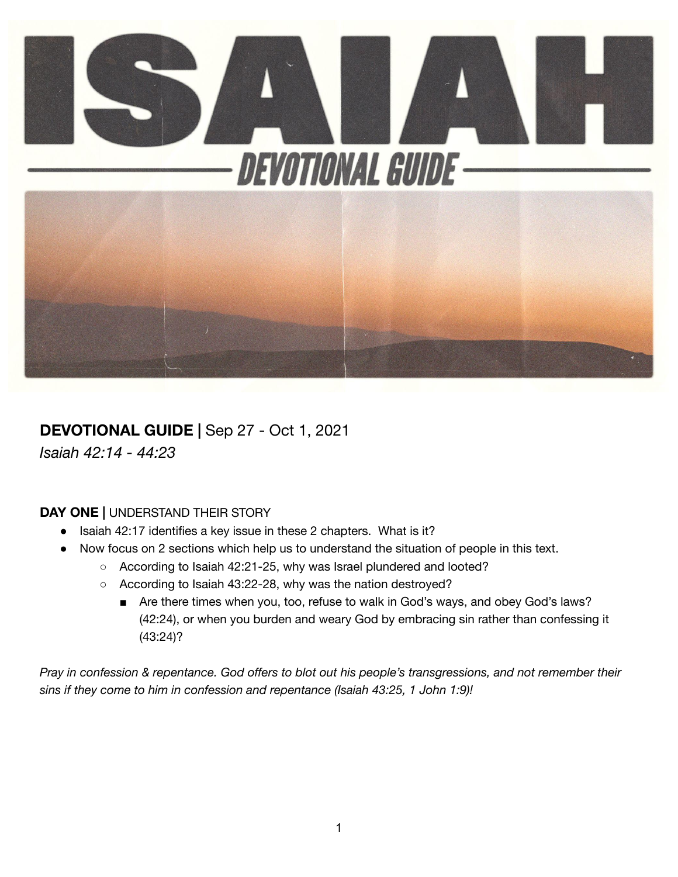# ISAIAH

## DEVOTIONAL GUIDE

**DEVOTIONAL GUIDE |** Sep 27 - Oct 1, 2021

*Isaiah 42:14 - 44:23*

**DAY ONE |** UNDERSTAND THEIR STORY

- Isaiah 42:17 identifies a key issue in these 2 chapters. What is it?
- Now focus on 2 sections which help us to understand the situation of people in this text.
    - According to Isaiah 42:21-25, why was Israel plundered and looted?
    - According to Isaiah 43:22-28, why was the nation destroyed?
        - Are there times when you, too, refuse to walk in God's ways, and obey God's laws? (42:24), or when you burden and weary God by embracing sin rather than confessing it (43:24)?

*Pray in confession & repentance. God offers to blot out his people's transgressions, and not remember their sins if they come to him in confession and repentance (Isaiah 43:25, 1 John 1:9)!*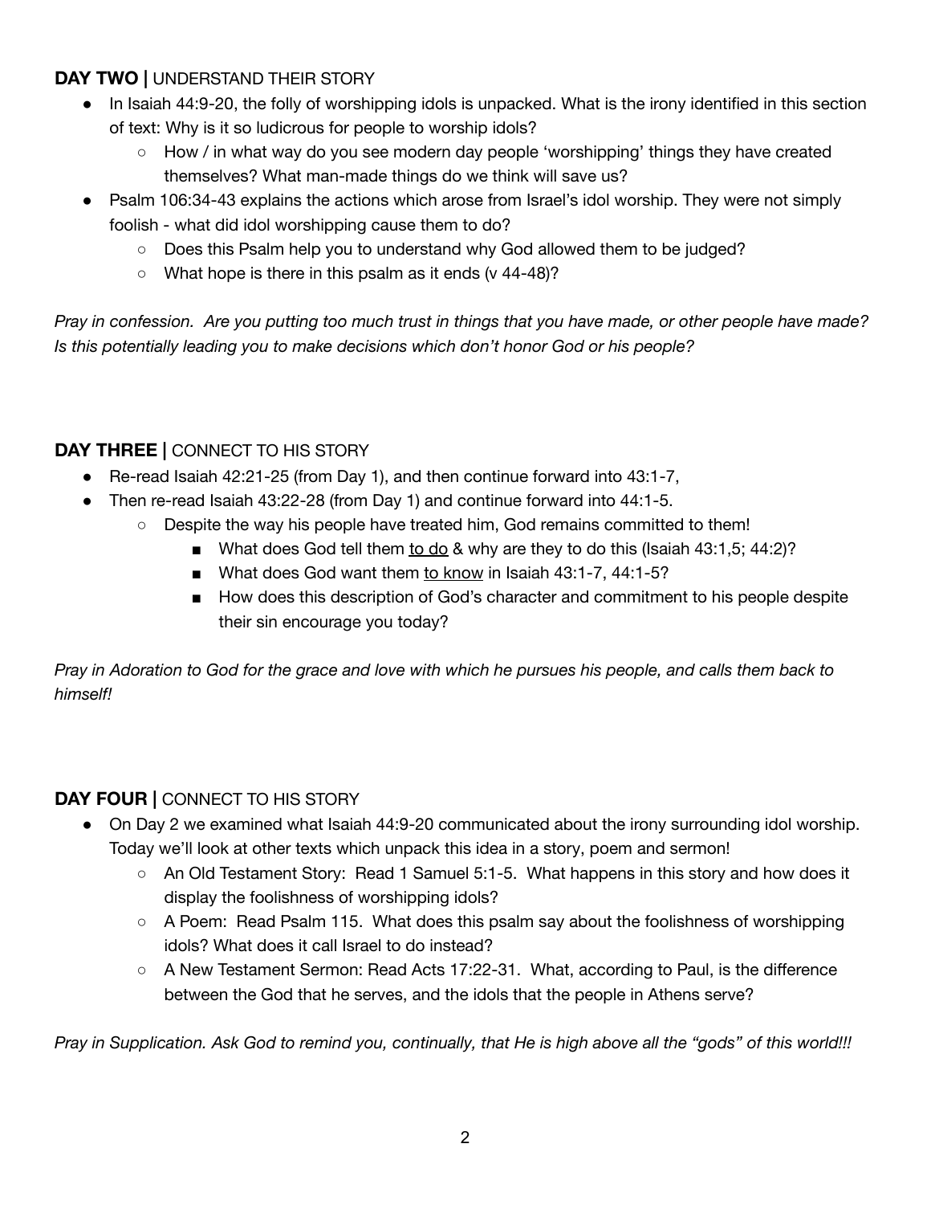**DAY TWO |** UNDERSTAND THEIR STORY

- In Isaiah 44:9-20, the folly of worshipping idols is unpacked. What is the irony identified in this section of text: Why is it so ludicrous for people to worship idols?
  - How / in what way do you see modern day people 'worshipping' things they have created themselves? What man-made things do we think will save us?
- Psalm 106:34-43 explains the actions which arose from Israel's idol worship. They were not simply foolish - what did idol worshipping cause them to do?
  - Does this Psalm help you to understand why God allowed them to be judged?
  - What hope is there in this psalm as it ends (v 44-48)?

*Pray in confession. Are you putting too much trust in things that you have made, or other people have made? Is this potentially leading you to make decisions which don't honor God or his people?*

**DAY THREE |** CONNECT TO HIS STORY

- Re-read Isaiah 42:21-25 (from Day 1), and then continue forward into 43:1-7,
- Then re-read Isaiah 43:22-28 (from Day 1) and continue forward into 44:1-5.
  - Despite the way his people have treated him, God remains committed to them!
    - What does God tell them <u>to do</u> & why are they to do this (Isaiah 43:1,5; 44:2)?
    - What does God want them <u>to know</u> in Isaiah 43:1-7, 44:1-5?
    - How does this description of God's character and commitment to his people despite their sin encourage you today?

*Pray in Adoration to God for the grace and love with which he pursues his people, and calls them back to himself!*

**DAY FOUR |** CONNECT TO HIS STORY

- On Day 2 we examined what Isaiah 44:9-20 communicated about the irony surrounding idol worship. Today we'll look at other texts which unpack this idea in a story, poem and sermon!
  - An Old Testament Story: Read 1 Samuel 5:1-5. What happens in this story and how does it display the foolishness of worshipping idols?
  - A Poem: Read Psalm 115. What does this psalm say about the foolishness of worshipping idols? What does it call Israel to do instead?
  - A New Testament Sermon: Read Acts 17:22-31. What, according to Paul, is the difference between the God that he serves, and the idols that the people in Athens serve?

*Pray in Supplication. Ask God to remind you, continually, that He is high above all the "gods" of this world!!!*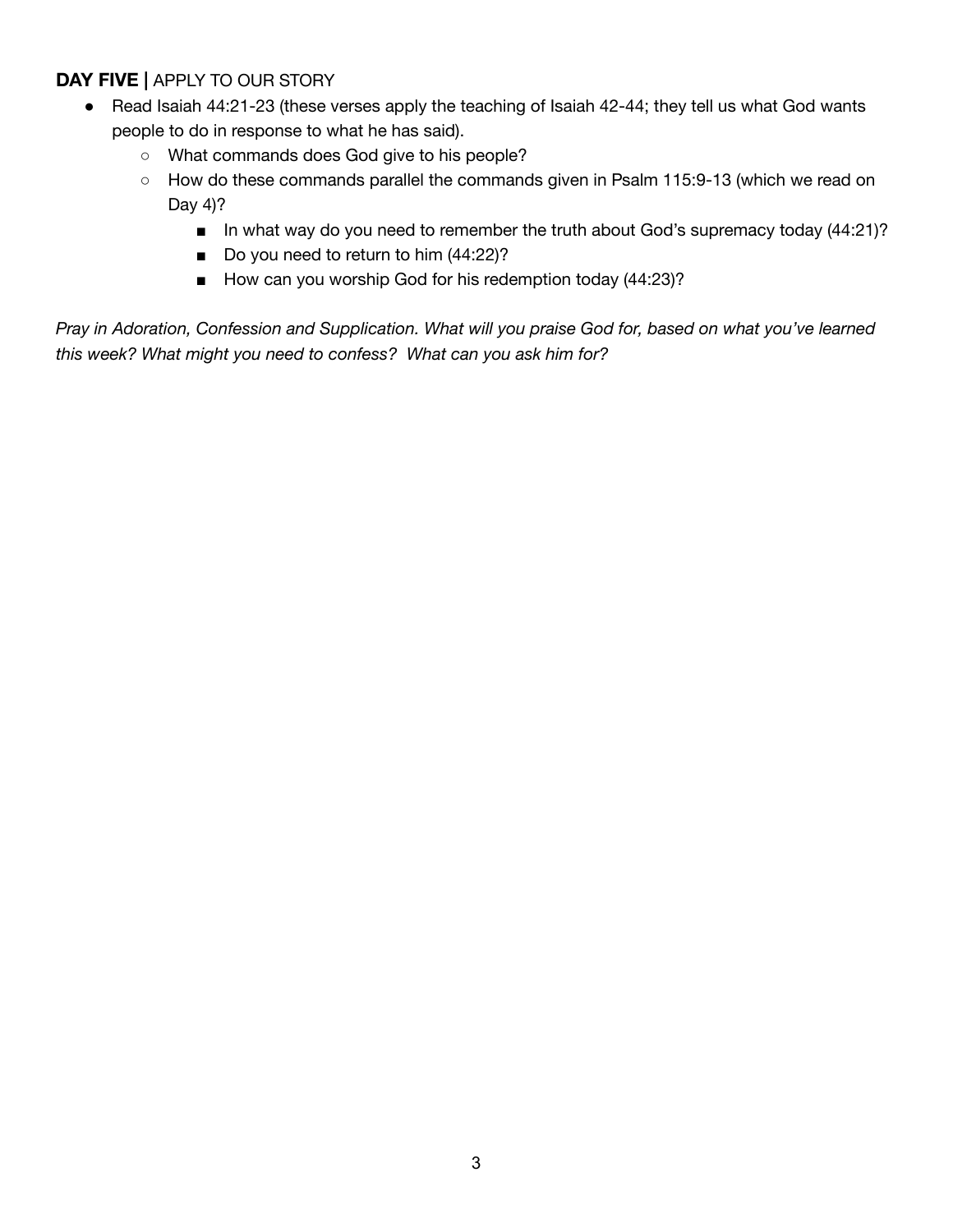**DAY FIVE |** APPLY TO OUR STORY

- Read Isaiah 44:21-23 (these verses apply the teaching of Isaiah 42-44; they tell us what God wants people to do in response to what he has said).
    - What commands does God give to his people?
    - How do these commands parallel the commands given in Psalm 115:9-13 (which we read on Day 4)?
        - In what way do you need to remember the truth about God's supremacy today (44:21)?
        - Do you need to return to him (44:22)?
        - How can you worship God for his redemption today (44:23)?

*Pray in Adoration, Confession and Supplication. What will you praise God for, based on what you've learned this week? What might you need to confess? What can you ask him for?*